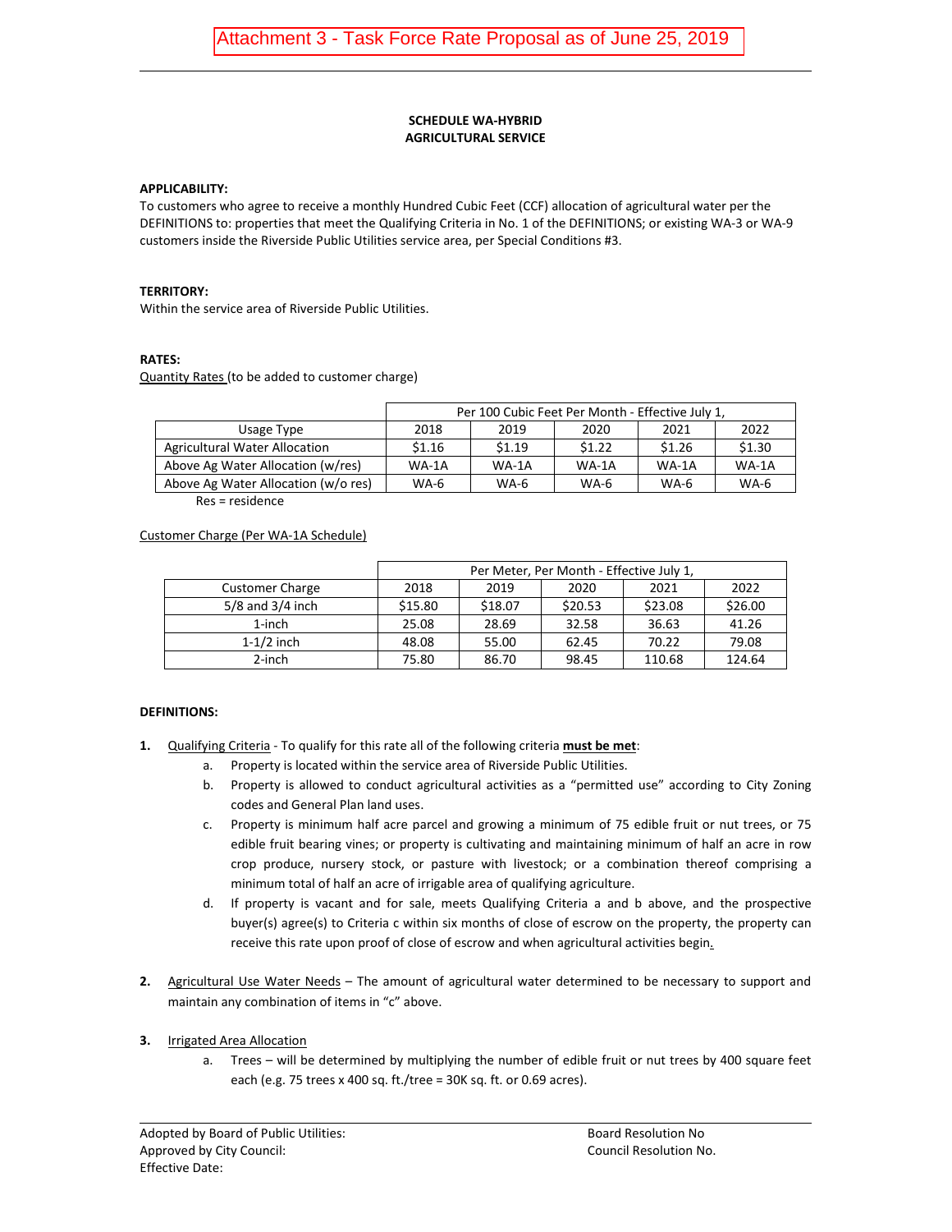Attachment 3 - Task Force Rate Proposal as of June 25, 2019

**SCHEDULE WA-HYBRID**
**AGRICULTURAL SERVICE**

**APPLICABILITY:**
To customers who agree to receive a monthly Hundred Cubic Feet (CCF) allocation of agricultural water per the DEFINITIONS to: properties that meet the Qualifying Criteria in No. 1 of the DEFINITIONS; or existing WA-3 or WA-9 customers inside the Riverside Public Utilities service area, per Special Conditions #3.

**TERRITORY:**
Within the service area of Riverside Public Utilities.

**RATES:**
Quantity Rates (to be added to customer charge)

| | Per 100 Cubic Feet Per Month - Effective July 1, | | | | |
|---|---|---|---|---|---|
| Usage Type | 2018 | 2019 | 2020 | 2021 | 2022 |
| Agricultural Water Allocation | $1.16 | $1.19 | $1.22 | $1.26 | $1.30 |
| Above Ag Water Allocation (w/res) | WA-1A | WA-1A | WA-1A | WA-1A | WA-1A |
| Above Ag Water Allocation (w/o res) | WA-6 | WA-6 | WA-6 | WA-6 | WA-6 |

Res = residence

Customer Charge (Per WA-1A Schedule)

| | Per Meter, Per Month - Effective July 1, | | | | |
|---|---|---|---|---|---|
| Customer Charge | 2018 | 2019 | 2020 | 2021 | 2022 |
| 5/8 and 3/4 inch | $15.80 | $18.07 | $20.53 | $23.08 | $26.00 |
| 1-inch | 25.08 | 28.69 | 32.58 | 36.63 | 41.26 |
| 1-1/2 inch | 48.08 | 55.00 | 62.45 | 70.22 | 79.08 |
| 2-inch | 75.80 | 86.70 | 98.45 | 110.68 | 124.64 |

**DEFINITIONS:**

1. Qualifying Criteria - To qualify for this rate all of the following criteria **must be met**:
   a. Property is located within the service area of Riverside Public Utilities.
   b. Property is allowed to conduct agricultural activities as a "permitted use" according to City Zoning codes and General Plan land uses.
   c. Property is minimum half acre parcel and growing a minimum of 75 edible fruit or nut trees, or 75 edible fruit bearing vines; or property is cultivating and maintaining minimum of half an acre in row crop produce, nursery stock, or pasture with livestock; or a combination thereof comprising a minimum total of half an acre of irrigable area of qualifying agriculture.
   d. If property is vacant and for sale, meets Qualifying Criteria a and b above, and the prospective buyer(s) agree(s) to Criteria c within six months of close of escrow on the property, the property can receive this rate upon proof of close of escrow and when agricultural activities begin.

2. Agricultural Use Water Needs – The amount of agricultural water determined to be necessary to support and maintain any combination of items in "c" above.

3. Irrigated Area Allocation
   a. Trees – will be determined by multiplying the number of edible fruit or nut trees by 400 square feet each (e.g. 75 trees x 400 sq. ft./tree = 30K sq. ft. or 0.69 acres).

Adopted by Board of Public Utilities: Board Resolution No
Approved by City Council: Council Resolution No.
Effective Date: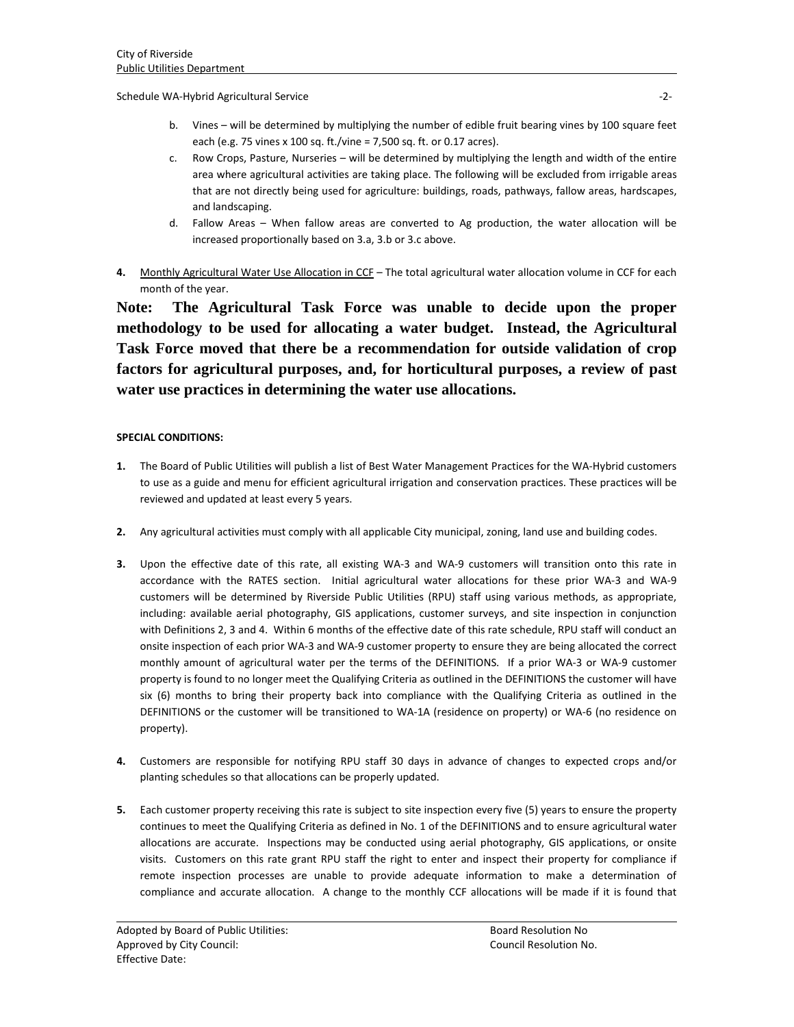b. Vines – will be determined by multiplying the number of edible fruit bearing vines by 100 square feet each (e.g. 75 vines x 100 sq. ft./vine = 7,500 sq. ft. or 0.17 acres).

c. Row Crops, Pasture, Nurseries – will be determined by multiplying the length and width of the entire area where agricultural activities are taking place. The following will be excluded from irrigable areas that are not directly being used for agriculture: buildings, roads, pathways, fallow areas, hardscapes, and landscaping.

d. Fallow Areas – When fallow areas are converted to Ag production, the water allocation will be increased proportionally based on 3.a, 3.b or 3.c above.

**4.** Monthly Agricultural Water Use Allocation in CCF – The total agricultural water allocation volume in CCF for each month of the year.

**Note: The Agricultural Task Force was unable to decide upon the proper methodology to be used for allocating a water budget. Instead, the Agricultural Task Force moved that there be a recommendation for outside validation of crop factors for agricultural purposes, and, for horticultural purposes, a review of past water use practices in determining the water use allocations.**

**SPECIAL CONDITIONS:**

**1.** The Board of Public Utilities will publish a list of Best Water Management Practices for the WA-Hybrid customers to use as a guide and menu for efficient agricultural irrigation and conservation practices. These practices will be reviewed and updated at least every 5 years.

**2.** Any agricultural activities must comply with all applicable City municipal, zoning, land use and building codes.

**3.** Upon the effective date of this rate, all existing WA-3 and WA-9 customers will transition onto this rate in accordance with the RATES section. Initial agricultural water allocations for these prior WA-3 and WA-9 customers will be determined by Riverside Public Utilities (RPU) staff using various methods, as appropriate, including: available aerial photography, GIS applications, customer surveys, and site inspection in conjunction with Definitions 2, 3 and 4. Within 6 months of the effective date of this rate schedule, RPU staff will conduct an onsite inspection of each prior WA-3 and WA-9 customer property to ensure they are being allocated the correct monthly amount of agricultural water per the terms of the DEFINITIONS. If a prior WA-3 or WA-9 customer property is found to no longer meet the Qualifying Criteria as outlined in the DEFINITIONS the customer will have six (6) months to bring their property back into compliance with the Qualifying Criteria as outlined in the DEFINITIONS or the customer will be transitioned to WA-1A (residence on property) or WA-6 (no residence on property).

**4.** Customers are responsible for notifying RPU staff 30 days in advance of changes to expected crops and/or planting schedules so that allocations can be properly updated.

**5.** Each customer property receiving this rate is subject to site inspection every five (5) years to ensure the property continues to meet the Qualifying Criteria as defined in No. 1 of the DEFINITIONS and to ensure agricultural water allocations are accurate. Inspections may be conducted using aerial photography, GIS applications, or onsite visits. Customers on this rate grant RPU staff the right to enter and inspect their property for compliance if remote inspection processes are unable to provide adequate information to make a determination of compliance and accurate allocation. A change to the monthly CCF allocations will be made if it is found that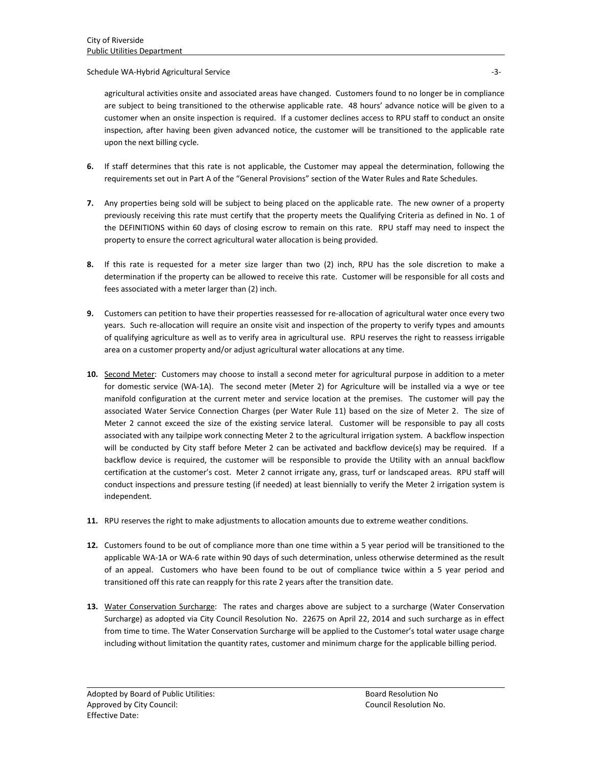agricultural activities onsite and associated areas have changed. Customers found to no longer be in compliance are subject to being transitioned to the otherwise applicable rate. 48 hours' advance notice will be given to a customer when an onsite inspection is required. If a customer declines access to RPU staff to conduct an onsite inspection, after having been given advanced notice, the customer will be transitioned to the applicable rate upon the next billing cycle.

**6.** If staff determines that this rate is not applicable, the Customer may appeal the determination, following the requirements set out in Part A of the "General Provisions" section of the Water Rules and Rate Schedules.

**7.** Any properties being sold will be subject to being placed on the applicable rate. The new owner of a property previously receiving this rate must certify that the property meets the Qualifying Criteria as defined in No. 1 of the DEFINITIONS within 60 days of closing escrow to remain on this rate. RPU staff may need to inspect the property to ensure the correct agricultural water allocation is being provided.

**8.** If this rate is requested for a meter size larger than two (2) inch, RPU has the sole discretion to make a determination if the property can be allowed to receive this rate. Customer will be responsible for all costs and fees associated with a meter larger than (2) inch.

**9.** Customers can petition to have their properties reassessed for re-allocation of agricultural water once every two years. Such re-allocation will require an onsite visit and inspection of the property to verify types and amounts of qualifying agriculture as well as to verify area in agricultural use. RPU reserves the right to reassess irrigable area on a customer property and/or adjust agricultural water allocations at any time.

**10.** Second Meter: Customers may choose to install a second meter for agricultural purpose in addition to a meter for domestic service (WA-1A). The second meter (Meter 2) for Agriculture will be installed via a wye or tee manifold configuration at the current meter and service location at the premises. The customer will pay the associated Water Service Connection Charges (per Water Rule 11) based on the size of Meter 2. The size of Meter 2 cannot exceed the size of the existing service lateral. Customer will be responsible to pay all costs associated with any tailpipe work connecting Meter 2 to the agricultural irrigation system. A backflow inspection will be conducted by City staff before Meter 2 can be activated and backflow device(s) may be required. If a backflow device is required, the customer will be responsible to provide the Utility with an annual backflow certification at the customer's cost. Meter 2 cannot irrigate any, grass, turf or landscaped areas. RPU staff will conduct inspections and pressure testing (if needed) at least biennially to verify the Meter 2 irrigation system is independent.

**11.** RPU reserves the right to make adjustments to allocation amounts due to extreme weather conditions.

**12.** Customers found to be out of compliance more than one time within a 5 year period will be transitioned to the applicable WA-1A or WA-6 rate within 90 days of such determination, unless otherwise determined as the result of an appeal. Customers who have been found to be out of compliance twice within a 5 year period and transitioned off this rate can reapply for this rate 2 years after the transition date.

**13.** Water Conservation Surcharge: The rates and charges above are subject to a surcharge (Water Conservation Surcharge) as adopted via City Council Resolution No. 22675 on April 22, 2014 and such surcharge as in effect from time to time. The Water Conservation Surcharge will be applied to the Customer's total water usage charge including without limitation the quantity rates, customer and minimum charge for the applicable billing period.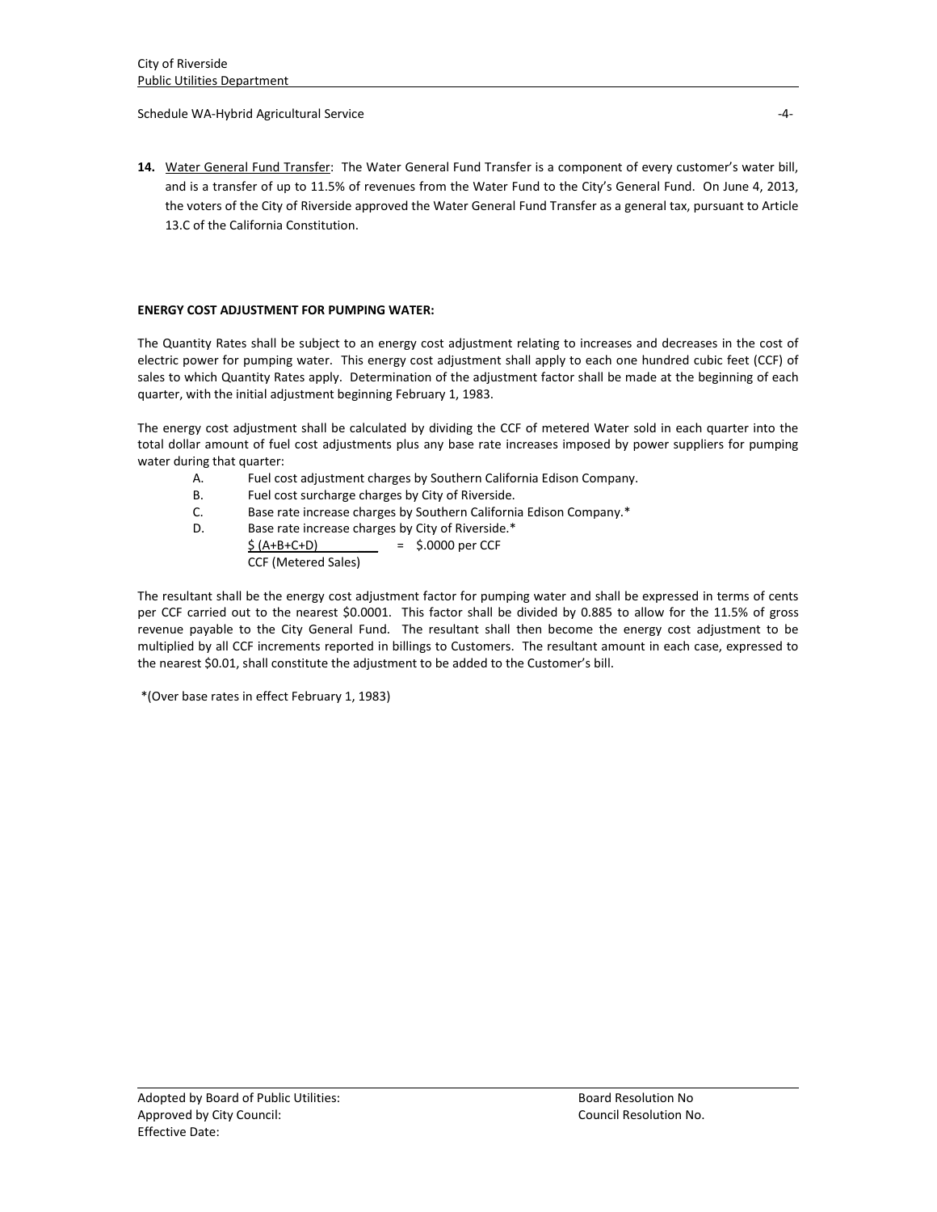**14.** Water General Fund Transfer: The Water General Fund Transfer is a component of every customer's water bill, and is a transfer of up to 11.5% of revenues from the Water Fund to the City's General Fund. On June 4, 2013, the voters of the City of Riverside approved the Water General Fund Transfer as a general tax, pursuant to Article 13.C of the California Constitution.

**ENERGY COST ADJUSTMENT FOR PUMPING WATER:**

The Quantity Rates shall be subject to an energy cost adjustment relating to increases and decreases in the cost of electric power for pumping water. This energy cost adjustment shall apply to each one hundred cubic feet (CCF) of sales to which Quantity Rates apply. Determination of the adjustment factor shall be made at the beginning of each quarter, with the initial adjustment beginning February 1, 1983.

The energy cost adjustment shall be calculated by dividing the CCF of metered Water sold in each quarter into the total dollar amount of fuel cost adjustments plus any base rate increases imposed by power suppliers for pumping water during that quarter:

A. Fuel cost adjustment charges by Southern California Edison Company.
B. Fuel cost surcharge charges by City of Riverside.
C. Base rate increase charges by Southern California Edison Company.*
D. Base rate increase charges by City of Riverside.*

$$\frac{\$\,(A+B+C+D)}{\text{CCF (Metered Sales)}} = \$.0000 \text{ per CCF}$$

The resultant shall be the energy cost adjustment factor for pumping water and shall be expressed in terms of cents per CCF carried out to the nearest $0.0001. This factor shall be divided by 0.885 to allow for the 11.5% of gross revenue payable to the City General Fund. The resultant shall then become the energy cost adjustment to be multiplied by all CCF increments reported in billings to Customers. The resultant amount in each case, expressed to the nearest $0.01, shall constitute the adjustment to be added to the Customer's bill.

*(Over base rates in effect February 1, 1983)

Adopted by Board of Public Utilities: Board Resolution No
Approved by City Council: Council Resolution No.
Effective Date: